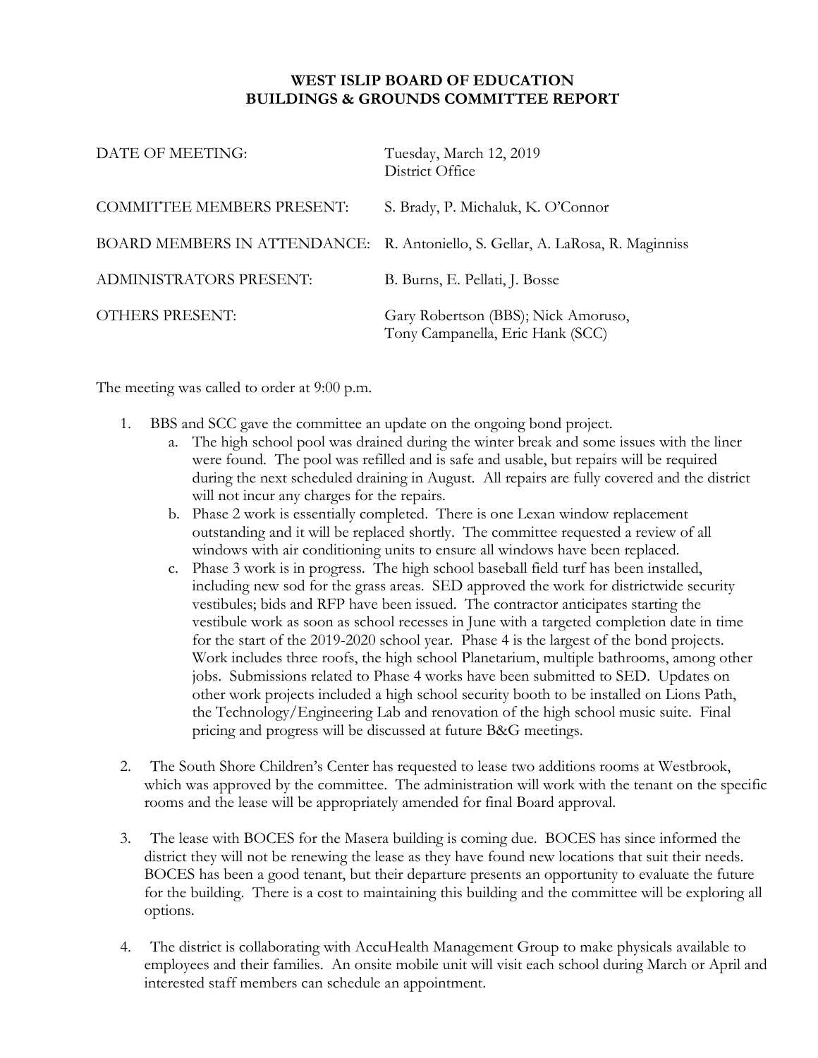# WEST ISLIP BOARD OF EDUCATION
## BUILDINGS & GROUNDS COMMITTEE REPORT

| | |
|---|---|
| DATE OF MEETING: | Tuesday, March 12, 2019<br>District Office |
| COMMITTEE MEMBERS PRESENT: | S. Brady, P. Michaluk, K. O'Connor |
| BOARD MEMBERS IN ATTENDANCE: | R. Antoniello, S. Gellar, A. LaRosa, R. Maginniss |
| ADMINISTRATORS PRESENT: | B. Burns, E. Pellati, J. Bosse |
| OTHERS PRESENT: | Gary Robertson (BBS); Nick Amoruso,<br>Tony Campanella, Eric Hank (SCC) |

The meeting was called to order at 9:00 p.m.

1. BBS and SCC gave the committee an update on the ongoing bond project.
   a. The high school pool was drained during the winter break and some issues with the liner were found. The pool was refilled and is safe and usable, but repairs will be required during the next scheduled draining in August. All repairs are fully covered and the district will not incur any charges for the repairs.
   b. Phase 2 work is essentially completed. There is one Lexan window replacement outstanding and it will be replaced shortly. The committee requested a review of all windows with air conditioning units to ensure all windows have been replaced.
   c. Phase 3 work is in progress. The high school baseball field turf has been installed, including new sod for the grass areas. SED approved the work for districtwide security vestibules; bids and RFP have been issued. The contractor anticipates starting the vestibule work as soon as school recesses in June with a targeted completion date in time for the start of the 2019-2020 school year. Phase 4 is the largest of the bond projects. Work includes three roofs, the high school Planetarium, multiple bathrooms, among other jobs. Submissions related to Phase 4 works have been submitted to SED. Updates on other work projects included a high school security booth to be installed on Lions Path, the Technology/Engineering Lab and renovation of the high school music suite. Final pricing and progress will be discussed at future B&G meetings.

2. The South Shore Children's Center has requested to lease two additions rooms at Westbrook, which was approved by the committee. The administration will work with the tenant on the specific rooms and the lease will be appropriately amended for final Board approval.

3. The lease with BOCES for the Masera building is coming due. BOCES has since informed the district they will not be renewing the lease as they have found new locations that suit their needs. BOCES has been a good tenant, but their departure presents an opportunity to evaluate the future for the building. There is a cost to maintaining this building and the committee will be exploring all options.

4. The district is collaborating with AccuHealth Management Group to make physicals available to employees and their families. An onsite mobile unit will visit each school during March or April and interested staff members can schedule an appointment.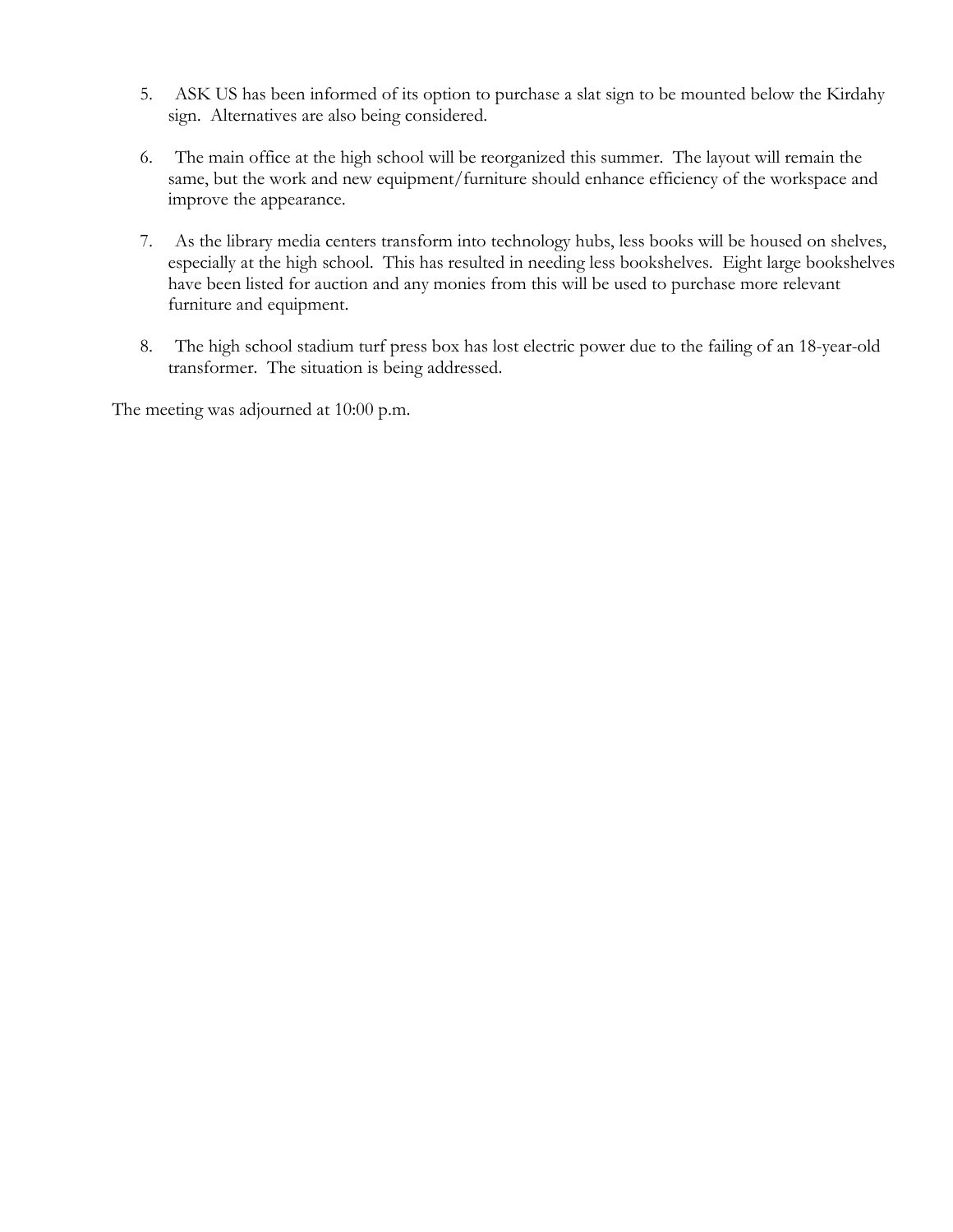5. ASK US has been informed of its option to purchase a slat sign to be mounted below the Kirdahy sign. Alternatives are also being considered.

6. The main office at the high school will be reorganized this summer. The layout will remain the same, but the work and new equipment/furniture should enhance efficiency of the workspace and improve the appearance.

7. As the library media centers transform into technology hubs, less books will be housed on shelves, especially at the high school. This has resulted in needing less bookshelves. Eight large bookshelves have been listed for auction and any monies from this will be used to purchase more relevant furniture and equipment.

8. The high school stadium turf press box has lost electric power due to the failing of an 18-year-old transformer. The situation is being addressed.

The meeting was adjourned at 10:00 p.m.